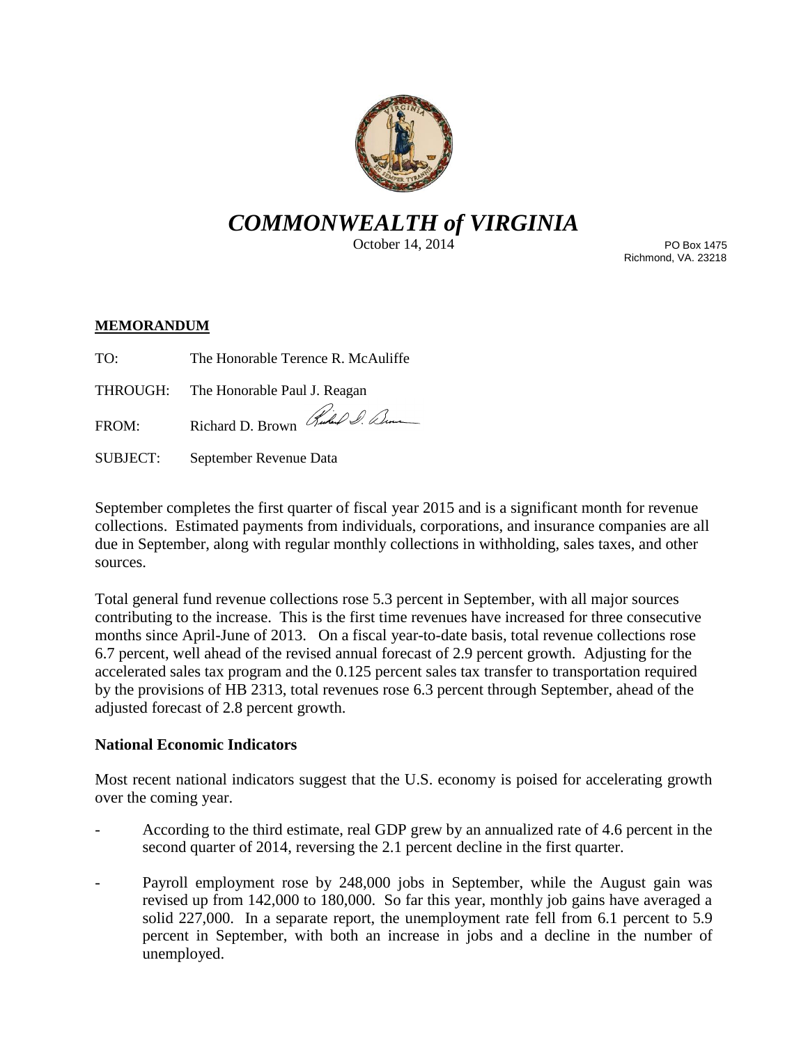# *COMMONWEALTH of VIRGINIA*

October 14, 2014

PO Box 1475
Richmond, VA. 23218

**MEMORANDUM**

TO: The Honorable Terence R. McAuliffe

THROUGH: The Honorable Paul J. Reagan

FROM: Richard D. Brown

SUBJECT: September Revenue Data

September completes the first quarter of fiscal year 2015 and is a significant month for revenue collections. Estimated payments from individuals, corporations, and insurance companies are all due in September, along with regular monthly collections in withholding, sales taxes, and other sources.

Total general fund revenue collections rose 5.3 percent in September, with all major sources contributing to the increase. This is the first time revenues have increased for three consecutive months since April-June of 2013. On a fiscal year-to-date basis, total revenue collections rose 6.7 percent, well ahead of the revised annual forecast of 2.9 percent growth. Adjusting for the accelerated sales tax program and the 0.125 percent sales tax transfer to transportation required by the provisions of HB 2313, total revenues rose 6.3 percent through September, ahead of the adjusted forecast of 2.8 percent growth.

### National Economic Indicators

Most recent national indicators suggest that the U.S. economy is poised for accelerating growth over the coming year.

- According to the third estimate, real GDP grew by an annualized rate of 4.6 percent in the second quarter of 2014, reversing the 2.1 percent decline in the first quarter.
- Payroll employment rose by 248,000 jobs in September, while the August gain was revised up from 142,000 to 180,000. So far this year, monthly job gains have averaged a solid 227,000. In a separate report, the unemployment rate fell from 6.1 percent to 5.9 percent in September, with both an increase in jobs and a decline in the number of unemployed.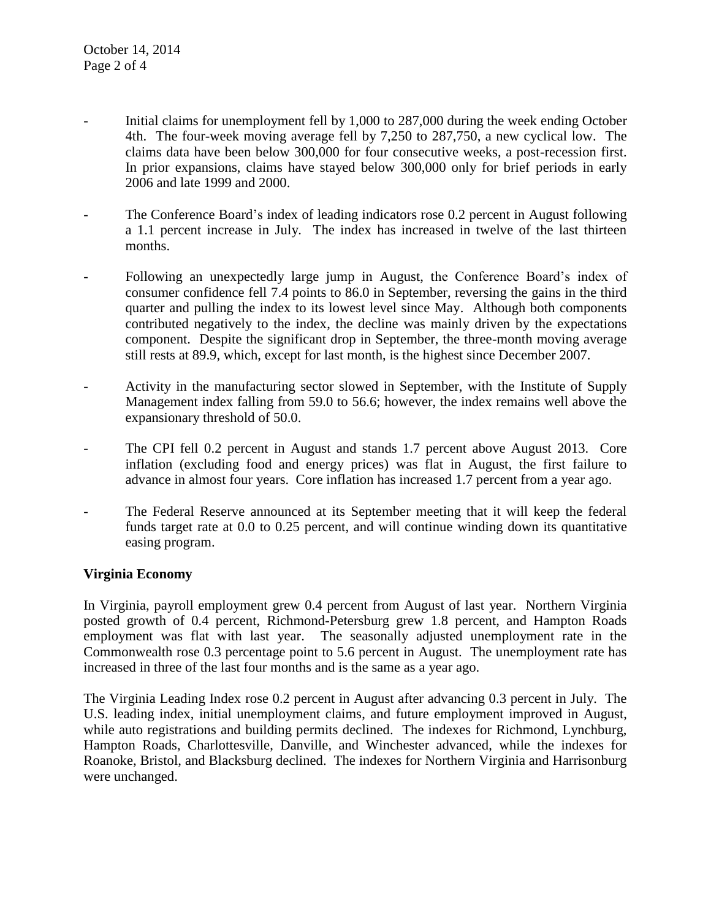- Initial claims for unemployment fell by 1,000 to 287,000 during the week ending October 4th. The four-week moving average fell by 7,250 to 287,750, a new cyclical low. The claims data have been below 300,000 for four consecutive weeks, a post-recession first. In prior expansions, claims have stayed below 300,000 only for brief periods in early 2006 and late 1999 and 2000.

- The Conference Board's index of leading indicators rose 0.2 percent in August following a 1.1 percent increase in July. The index has increased in twelve of the last thirteen months.

- Following an unexpectedly large jump in August, the Conference Board's index of consumer confidence fell 7.4 points to 86.0 in September, reversing the gains in the third quarter and pulling the index to its lowest level since May. Although both components contributed negatively to the index, the decline was mainly driven by the expectations component. Despite the significant drop in September, the three-month moving average still rests at 89.9, which, except for last month, is the highest since December 2007.

- Activity in the manufacturing sector slowed in September, with the Institute of Supply Management index falling from 59.0 to 56.6; however, the index remains well above the expansionary threshold of 50.0.

- The CPI fell 0.2 percent in August and stands 1.7 percent above August 2013. Core inflation (excluding food and energy prices) was flat in August, the first failure to advance in almost four years. Core inflation has increased 1.7 percent from a year ago.

- The Federal Reserve announced at its September meeting that it will keep the federal funds target rate at 0.0 to 0.25 percent, and will continue winding down its quantitative easing program.

**Virginia Economy**

In Virginia, payroll employment grew 0.4 percent from August of last year. Northern Virginia posted growth of 0.4 percent, Richmond-Petersburg grew 1.8 percent, and Hampton Roads employment was flat with last year. The seasonally adjusted unemployment rate in the Commonwealth rose 0.3 percentage point to 5.6 percent in August. The unemployment rate has increased in three of the last four months and is the same as a year ago.

The Virginia Leading Index rose 0.2 percent in August after advancing 0.3 percent in July. The U.S. leading index, initial unemployment claims, and future employment improved in August, while auto registrations and building permits declined. The indexes for Richmond, Lynchburg, Hampton Roads, Charlottesville, Danville, and Winchester advanced, while the indexes for Roanoke, Bristol, and Blacksburg declined. The indexes for Northern Virginia and Harrisonburg were unchanged.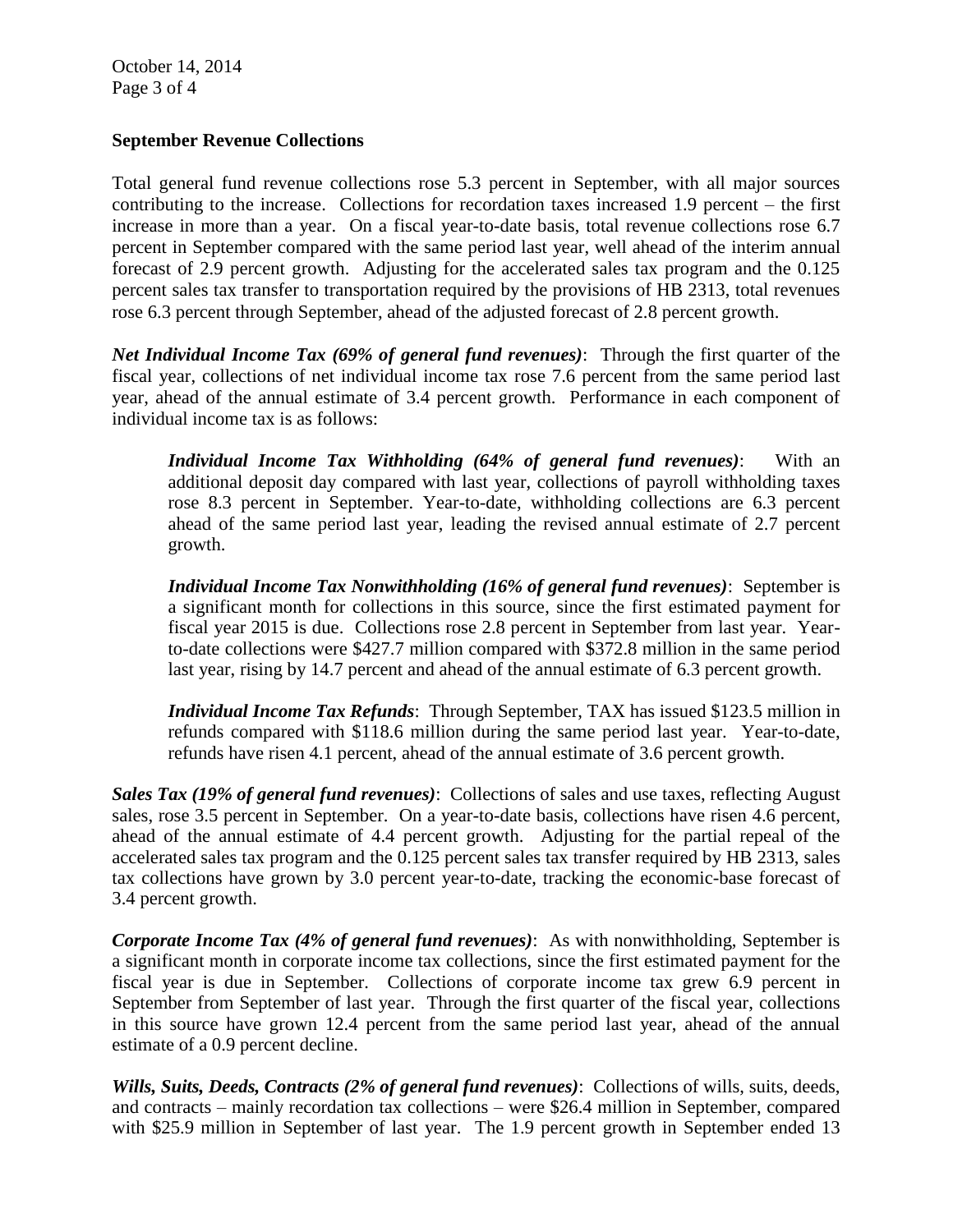**September Revenue Collections**

Total general fund revenue collections rose 5.3 percent in September, with all major sources contributing to the increase. Collections for recordation taxes increased 1.9 percent – the first increase in more than a year. On a fiscal year-to-date basis, total revenue collections rose 6.7 percent in September compared with the same period last year, well ahead of the interim annual forecast of 2.9 percent growth. Adjusting for the accelerated sales tax program and the 0.125 percent sales tax transfer to transportation required by the provisions of HB 2313, total revenues rose 6.3 percent through September, ahead of the adjusted forecast of 2.8 percent growth.

***Net Individual Income Tax (69% of general fund revenues)***: Through the first quarter of the fiscal year, collections of net individual income tax rose 7.6 percent from the same period last year, ahead of the annual estimate of 3.4 percent growth. Performance in each component of individual income tax is as follows:

> ***Individual Income Tax Withholding (64% of general fund revenues)***: With an additional deposit day compared with last year, collections of payroll withholding taxes rose 8.3 percent in September. Year-to-date, withholding collections are 6.3 percent ahead of the same period last year, leading the revised annual estimate of 2.7 percent growth.
>
> ***Individual Income Tax Nonwithholding (16% of general fund revenues)***: September is a significant month for collections in this source, since the first estimated payment for fiscal year 2015 is due. Collections rose 2.8 percent in September from last year. Year-to-date collections were $427.7 million compared with $372.8 million in the same period last year, rising by 14.7 percent and ahead of the annual estimate of 6.3 percent growth.
>
> ***Individual Income Tax Refunds***: Through September, TAX has issued $123.5 million in refunds compared with $118.6 million during the same period last year. Year-to-date, refunds have risen 4.1 percent, ahead of the annual estimate of 3.6 percent growth.

***Sales Tax (19% of general fund revenues)***: Collections of sales and use taxes, reflecting August sales, rose 3.5 percent in September. On a year-to-date basis, collections have risen 4.6 percent, ahead of the annual estimate of 4.4 percent growth. Adjusting for the partial repeal of the accelerated sales tax program and the 0.125 percent sales tax transfer required by HB 2313, sales tax collections have grown by 3.0 percent year-to-date, tracking the economic-base forecast of 3.4 percent growth.

***Corporate Income Tax (4% of general fund revenues)***: As with nonwithholding, September is a significant month in corporate income tax collections, since the first estimated payment for the fiscal year is due in September. Collections of corporate income tax grew 6.9 percent in September from September of last year. Through the first quarter of the fiscal year, collections in this source have grown 12.4 percent from the same period last year, ahead of the annual estimate of a 0.9 percent decline.

***Wills, Suits, Deeds, Contracts (2% of general fund revenues)***: Collections of wills, suits, deeds, and contracts – mainly recordation tax collections – were $26.4 million in September, compared with $25.9 million in September of last year. The 1.9 percent growth in September ended 13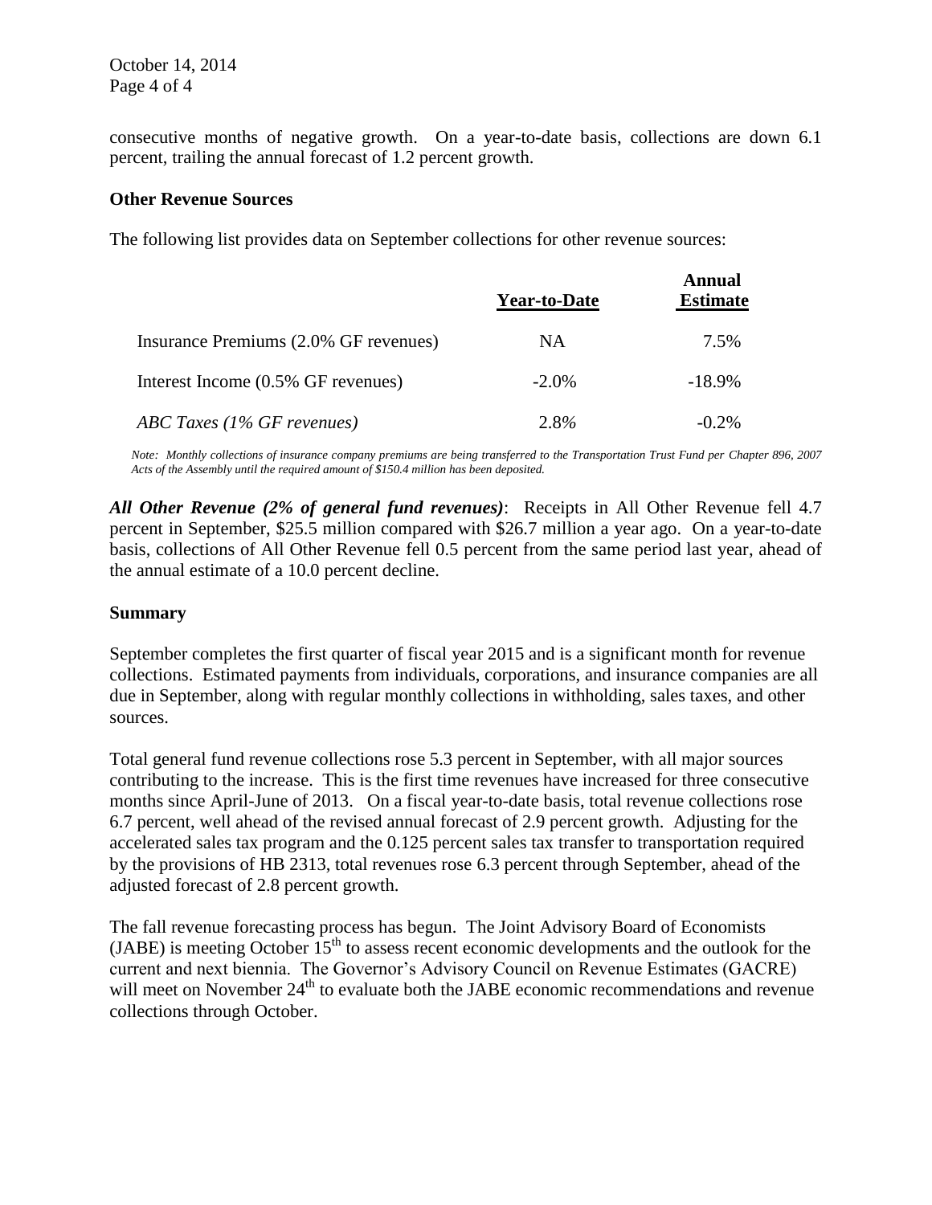consecutive months of negative growth. On a year-to-date basis, collections are down 6.1 percent, trailing the annual forecast of 1.2 percent growth.

**Other Revenue Sources**

The following list provides data on September collections for other revenue sources:

| | Year-to-Date | Annual Estimate |
|---|---|---|
| Insurance Premiums (2.0% GF revenues) | NA | 7.5% |
| Interest Income (0.5% GF revenues) | -2.0% | -18.9% |
| *ABC Taxes (1% GF revenues)* | 2.8% | -0.2% |

*Note: Monthly collections of insurance company premiums are being transferred to the Transportation Trust Fund per Chapter 896, 2007 Acts of the Assembly until the required amount of $150.4 million has been deposited.*

***All Other Revenue (2% of general fund revenues)***: Receipts in All Other Revenue fell 4.7 percent in September, $25.5 million compared with $26.7 million a year ago. On a year-to-date basis, collections of All Other Revenue fell 0.5 percent from the same period last year, ahead of the annual estimate of a 10.0 percent decline.

**Summary**

September completes the first quarter of fiscal year 2015 and is a significant month for revenue collections. Estimated payments from individuals, corporations, and insurance companies are all due in September, along with regular monthly collections in withholding, sales taxes, and other sources.

Total general fund revenue collections rose 5.3 percent in September, with all major sources contributing to the increase. This is the first time revenues have increased for three consecutive months since April-June of 2013. On a fiscal year-to-date basis, total revenue collections rose 6.7 percent, well ahead of the revised annual forecast of 2.9 percent growth. Adjusting for the accelerated sales tax program and the 0.125 percent sales tax transfer to transportation required by the provisions of HB 2313, total revenues rose 6.3 percent through September, ahead of the adjusted forecast of 2.8 percent growth.

The fall revenue forecasting process has begun. The Joint Advisory Board of Economists (JABE) is meeting October 15th to assess recent economic developments and the outlook for the current and next biennia. The Governor's Advisory Council on Revenue Estimates (GACRE) will meet on November 24th to evaluate both the JABE economic recommendations and revenue collections through October.